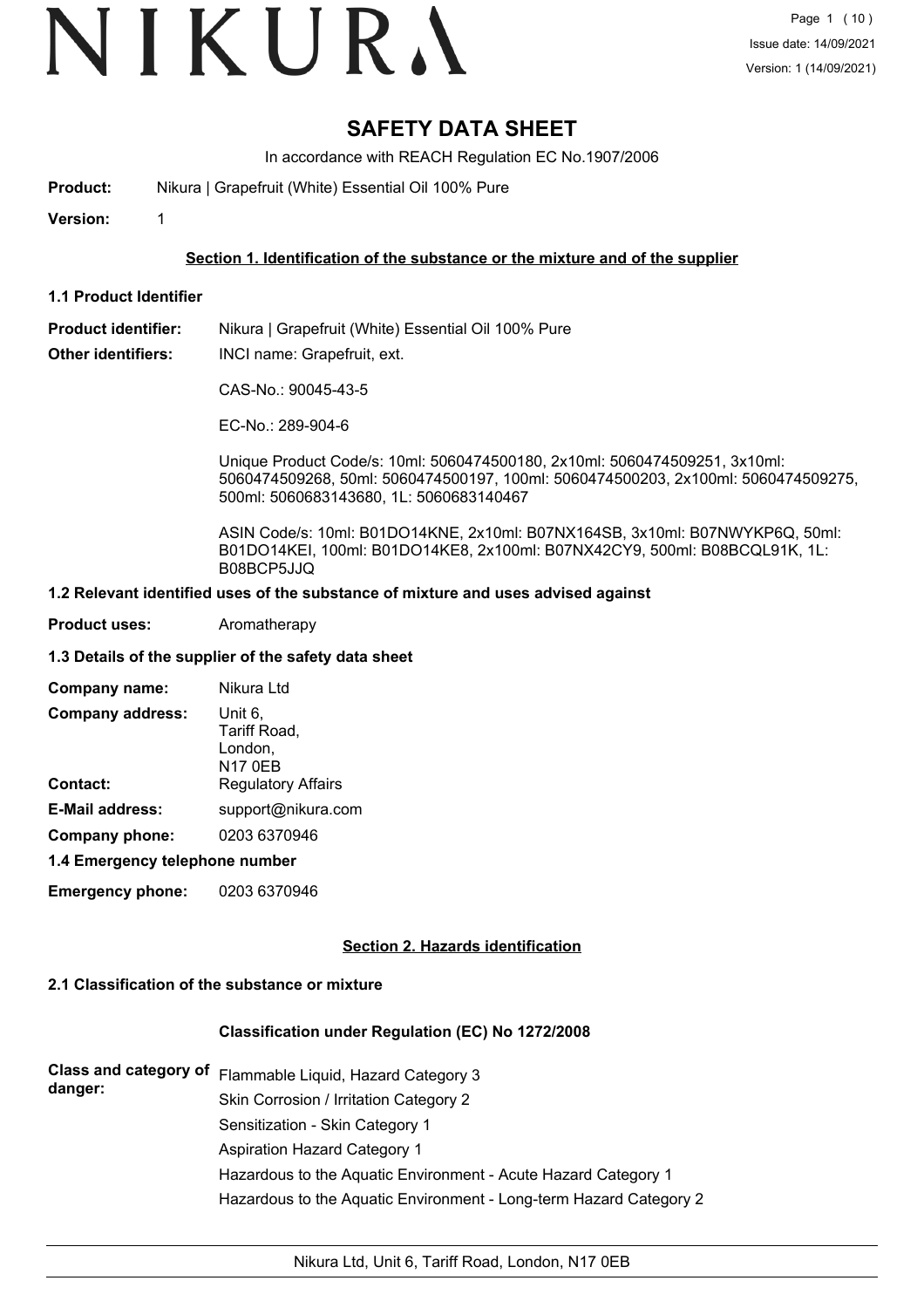# SAFETY DATA SHEET

In accordance with REACH Regulation EC No.1907/2006

**Product:** Nikura | Grapefruit (White) Essential Oil 100% Pure

**Version:** 1

## Section 1. Identification of the substance or the mixture and of the supplier

### 1.1 Product Identifier

**Product identifier:** Nikura | Grapefruit (White) Essential Oil 100% Pure

**Other identifiers:** INCI name: Grapefruit, ext.

CAS-No.: 90045-43-5

EC-No.: 289-904-6

Unique Product Code/s: 10ml: 5060474500180, 2x10ml: 5060474509251, 3x10ml: 5060474509268, 50ml: 5060474500197, 100ml: 5060474500203, 2x100ml: 5060474509275, 500ml: 5060683143680, 1L: 5060683140467

ASIN Code/s: 10ml: B01DO14KNE, 2x10ml: B07NX164SB, 3x10ml: B07NWYKP6Q, 50ml: B01DO14KEI, 100ml: B01DO14KE8, 2x100ml: B07NX42CY9, 500ml: B08BCQL91K, 1L: B08BCP5JJQ

### 1.2 Relevant identified uses of the substance of mixture and uses advised against

**Product uses:** Aromatherapy

### 1.3 Details of the supplier of the safety data sheet

**Company name:** Nikura Ltd

**Company address:** Unit 6, Tariff Road, London, N17 0EB

**Contact:** Regulatory Affairs

**E-Mail address:** support@nikura.com

**Company phone:** 0203 6370946

### 1.4 Emergency telephone number

**Emergency phone:** 0203 6370946

## Section 2. Hazards identification

### 2.1 Classification of the substance or mixture

**Classification under Regulation (EC) No 1272/2008**

**Class and category of danger:**

Flammable Liquid, Hazard Category 3

Skin Corrosion / Irritation Category 2

Sensitization - Skin Category 1

Aspiration Hazard Category 1

Hazardous to the Aquatic Environment - Acute Hazard Category 1

Hazardous to the Aquatic Environment - Long-term Hazard Category 2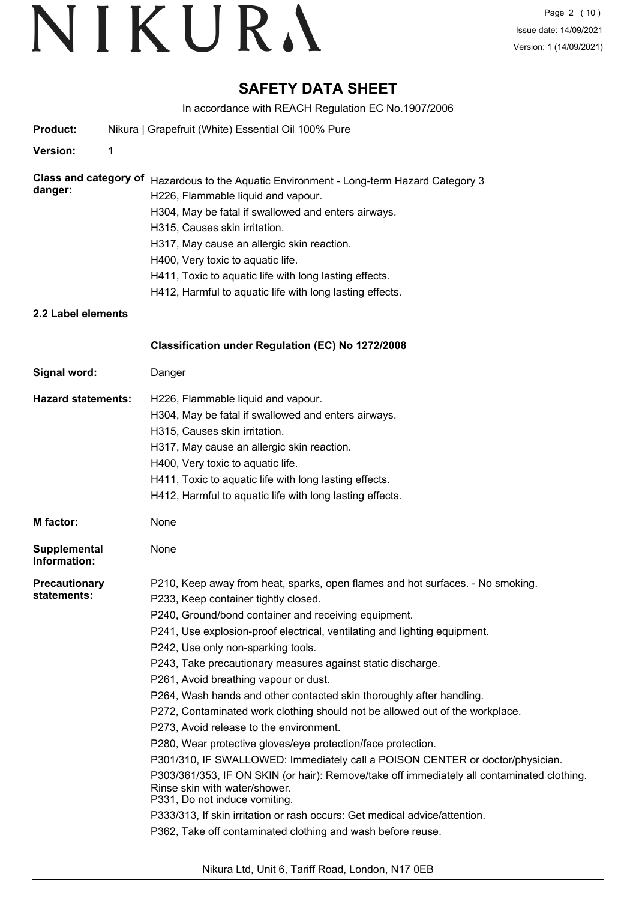# SAFETY DATA SHEET

In accordance with REACH Regulation EC No.1907/2006

**Product:** Nikura | Grapefruit (White) Essential Oil 100% Pure

**Version:** 1

**Class and category of danger:**
Hazardous to the Aquatic Environment - Long-term Hazard Category 3
H226, Flammable liquid and vapour.
H304, May be fatal if swallowed and enters airways.
H315, Causes skin irritation.
H317, May cause an allergic skin reaction.
H400, Very toxic to aquatic life.
H411, Toxic to aquatic life with long lasting effects.
H412, Harmful to aquatic life with long lasting effects.

## 2.2 Label elements

### Classification under Regulation (EC) No 1272/2008

**Signal word:** Danger

**Hazard statements:**
H226, Flammable liquid and vapour.
H304, May be fatal if swallowed and enters airways.
H315, Causes skin irritation.
H317, May cause an allergic skin reaction.
H400, Very toxic to aquatic life.
H411, Toxic to aquatic life with long lasting effects.
H412, Harmful to aquatic life with long lasting effects.

**M factor:** None

**Supplemental Information:** None

**Precautionary statements:**
P210, Keep away from heat, sparks, open flames and hot surfaces. - No smoking.
P233, Keep container tightly closed.
P240, Ground/bond container and receiving equipment.
P241, Use explosion-proof electrical, ventilating and lighting equipment.
P242, Use only non-sparking tools.
P243, Take precautionary measures against static discharge.
P261, Avoid breathing vapour or dust.
P264, Wash hands and other contacted skin thoroughly after handling.
P272, Contaminated work clothing should not be allowed out of the workplace.
P273, Avoid release to the environment.
P280, Wear protective gloves/eye protection/face protection.
P301/310, IF SWALLOWED: Immediately call a POISON CENTER or doctor/physician.
P303/361/353, IF ON SKIN (or hair): Remove/take off immediately all contaminated clothing. Rinse skin with water/shower.
P331, Do not induce vomiting.
P333/313, If skin irritation or rash occurs: Get medical advice/attention.
P362, Take off contaminated clothing and wash before reuse.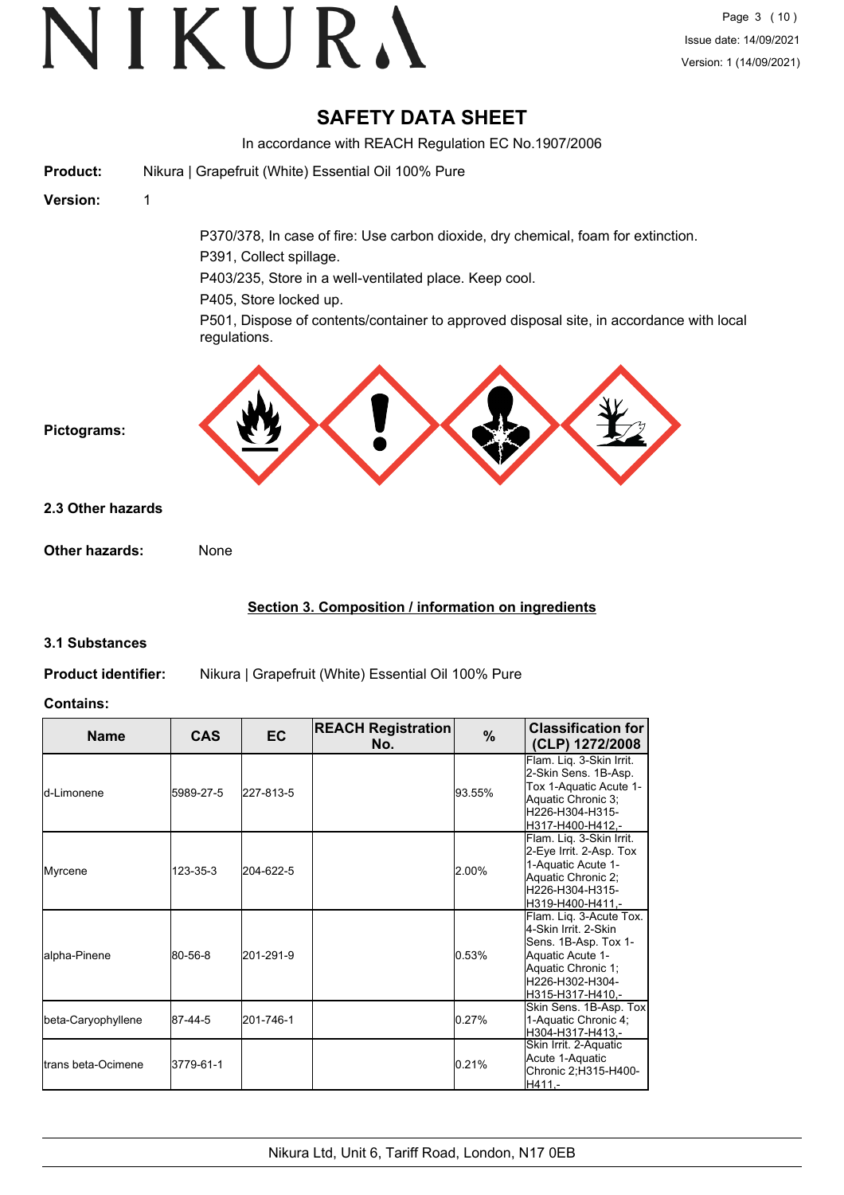# SAFETY DATA SHEET

In accordance with REACH Regulation EC No.1907/2006

**Product:** Nikura | Grapefruit (White) Essential Oil 100% Pure

**Version:** 1

P370/378, In case of fire: Use carbon dioxide, dry chemical, foam for extinction.
P391, Collect spillage.
P403/235, Store in a well-ventilated place. Keep cool.
P405, Store locked up.
P501, Dispose of contents/container to approved disposal site, in accordance with local regulations.

**Pictograms:**

### 2.3 Other hazards

**Other hazards:** None

## Section 3. Composition / information on ingredients

### 3.1 Substances

**Product identifier:** Nikura | Grapefruit (White) Essential Oil 100% Pure

**Contains:**

| Name | CAS | EC | REACH Registration No. | % | Classification for (CLP) 1272/2008 |
|---|---|---|---|---|---|
| d-Limonene | 5989-27-5 | 227-813-5 | | 93.55% | Flam. Liq. 3-Skin Irrit. 2-Skin Sens. 1B-Asp. Tox 1-Aquatic Acute 1-Aquatic Chronic 3;H226-H304-H315-H317-H400-H412,- |
| Myrcene | 123-35-3 | 204-622-5 | | 2.00% | Flam. Liq. 3-Skin Irrit. 2-Eye Irrit. 2-Asp. Tox 1-Aquatic Acute 1-Aquatic Chronic 2;H226-H304-H315-H319-H400-H411,- |
| alpha-Pinene | 80-56-8 | 201-291-9 | | 0.53% | Flam. Liq. 3-Acute Tox. 4-Skin Irrit. 2-Skin Sens. 1B-Asp. Tox 1-Aquatic Acute 1-Aquatic Chronic 1;H226-H302-H304-H315-H317-H410,- |
| beta-Caryophyllene | 87-44-5 | 201-746-1 | | 0.27% | Skin Sens. 1B-Asp. Tox 1-Aquatic Chronic 4;H304-H317-H413,- |
| trans beta-Ocimene | 3779-61-1 | | | 0.21% | Skin Irrit. 2-Aquatic Acute 1-Aquatic Chronic 2;H315-H400-H411,- |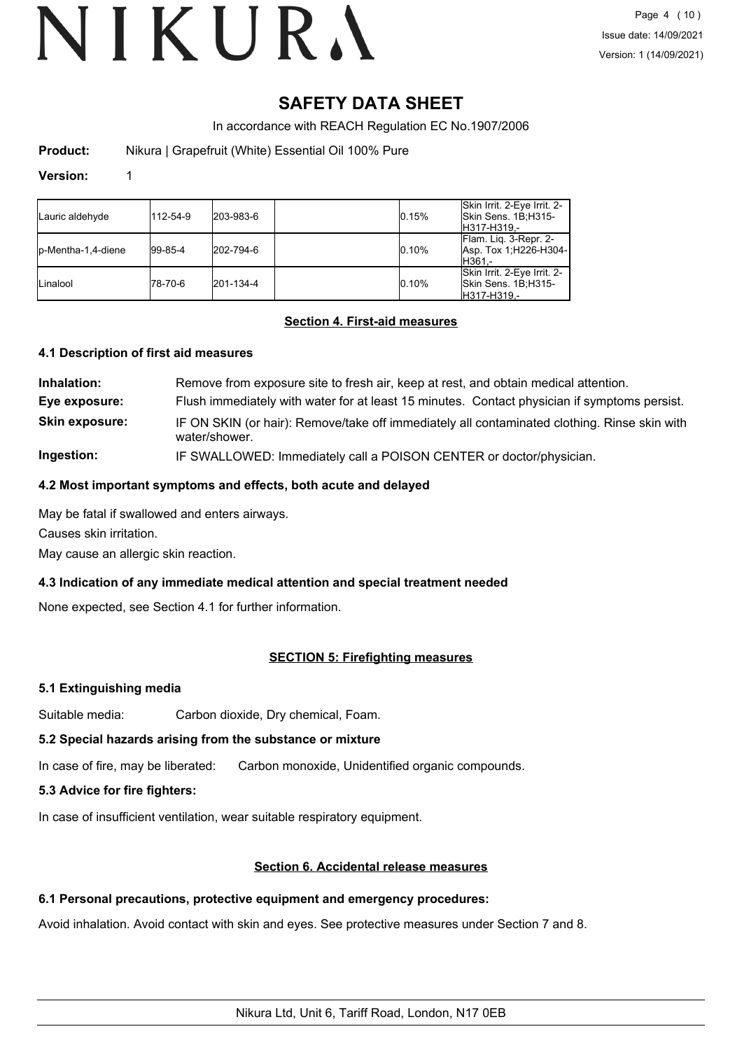# SAFETY DATA SHEET

In accordance with REACH Regulation EC No.1907/2006

**Product:** Nikura | Grapefruit (White) Essential Oil 100% Pure

**Version:** 1

| | | | | | |
|---|---|---|---|---|---|
| Lauric aldehyde | 112-54-9 | 203-983-6 | | 0.15% | Skin Irrit. 2-Eye Irrit. 2-Skin Sens. 1B;H315-H317-H319,- |
| p-Mentha-1,4-diene | 99-85-4 | 202-794-6 | | 0.10% | Flam. Liq. 3-Repr. 2-Asp. Tox 1;H226-H304-H361,- |
| Linalool | 78-70-6 | 201-134-4 | | 0.10% | Skin Irrit. 2-Eye Irrit. 2-Skin Sens. 1B;H315-H317-H319,- |

## Section 4. First-aid measures

### 4.1 Description of first aid measures

**Inhalation:** Remove from exposure site to fresh air, keep at rest, and obtain medical attention.

**Eye exposure:** Flush immediately with water for at least 15 minutes. Contact physician if symptoms persist.

**Skin exposure:** IF ON SKIN (or hair): Remove/take off immediately all contaminated clothing. Rinse skin with water/shower.

**Ingestion:** IF SWALLOWED: Immediately call a POISON CENTER or doctor/physician.

### 4.2 Most important symptoms and effects, both acute and delayed

May be fatal if swallowed and enters airways.

Causes skin irritation.

May cause an allergic skin reaction.

### 4.3 Indication of any immediate medical attention and special treatment needed

None expected, see Section 4.1 for further information.

## SECTION 5: Firefighting measures

### 5.1 Extinguishing media

Suitable media: Carbon dioxide, Dry chemical, Foam.

### 5.2 Special hazards arising from the substance or mixture

In case of fire, may be liberated: Carbon monoxide, Unidentified organic compounds.

### 5.3 Advice for fire fighters:

In case of insufficient ventilation, wear suitable respiratory equipment.

## Section 6. Accidental release measures

### 6.1 Personal precautions, protective equipment and emergency procedures:

Avoid inhalation. Avoid contact with skin and eyes. See protective measures under Section 7 and 8.

Nikura Ltd, Unit 6, Tariff Road, London, N17 0EB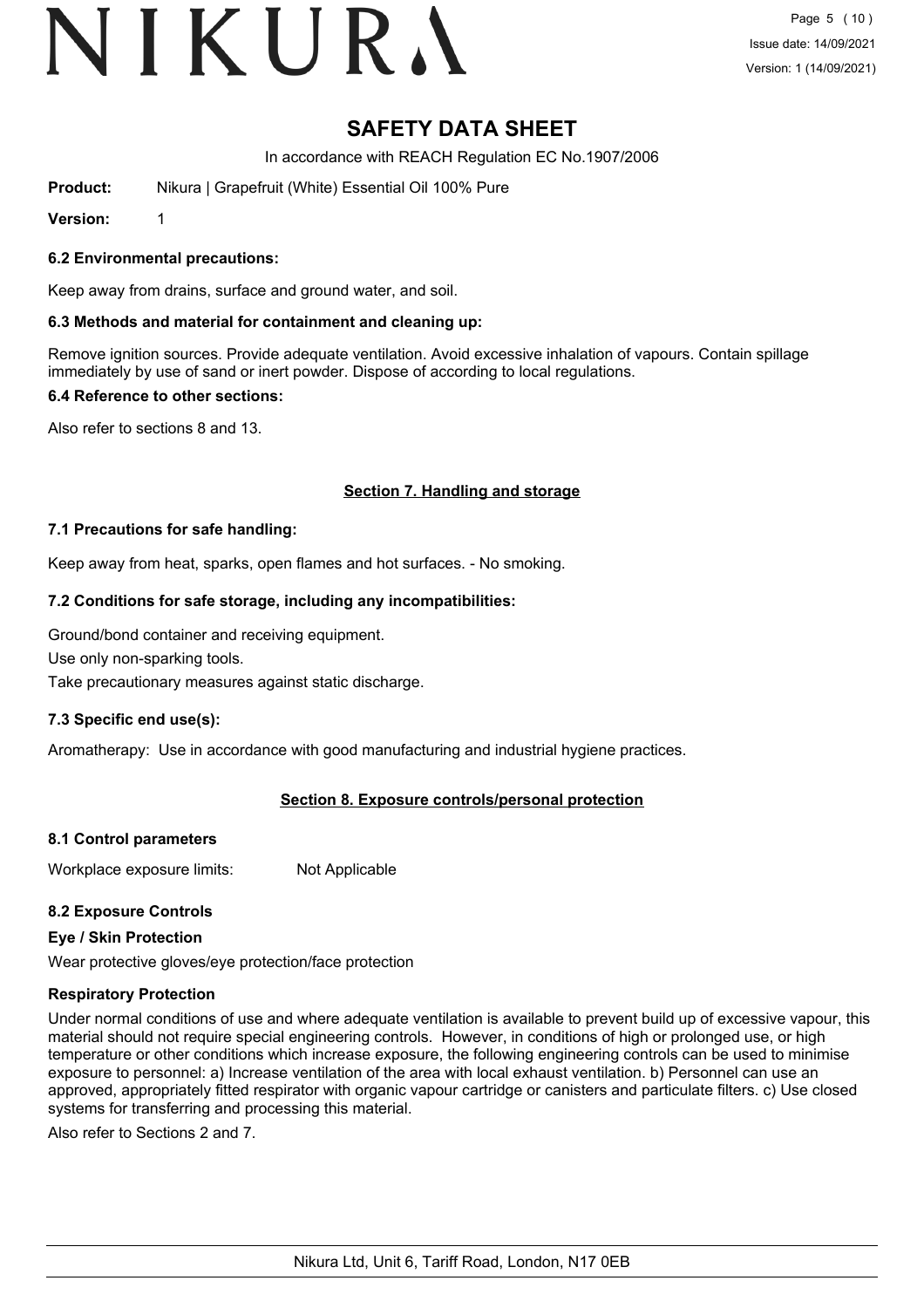**Product:** Nikura | Grapefruit (White) Essential Oil 100% Pure

**Version:** 1

### 6.2 Environmental precautions:

Keep away from drains, surface and ground water, and soil.

### 6.3 Methods and material for containment and cleaning up:

Remove ignition sources. Provide adequate ventilation. Avoid excessive inhalation of vapours. Contain spillage immediately by use of sand or inert powder. Dispose of according to local regulations.

### 6.4 Reference to other sections:

Also refer to sections 8 and 13.

## Section 7. Handling and storage

### 7.1 Precautions for safe handling:

Keep away from heat, sparks, open flames and hot surfaces. - No smoking.

### 7.2 Conditions for safe storage, including any incompatibilities:

Ground/bond container and receiving equipment.

Use only non-sparking tools.

Take precautionary measures against static discharge.

### 7.3 Specific end use(s):

Aromatherapy: Use in accordance with good manufacturing and industrial hygiene practices.

## Section 8. Exposure controls/personal protection

### 8.1 Control parameters

Workplace exposure limits: Not Applicable

### 8.2 Exposure Controls

**Eye / Skin Protection**

Wear protective gloves/eye protection/face protection

**Respiratory Protection**

Under normal conditions of use and where adequate ventilation is available to prevent build up of excessive vapour, this material should not require special engineering controls. However, in conditions of high or prolonged use, or high temperature or other conditions which increase exposure, the following engineering controls can be used to minimise exposure to personnel: a) Increase ventilation of the area with local exhaust ventilation. b) Personnel can use an approved, appropriately fitted respirator with organic vapour cartridge or canisters and particulate filters. c) Use closed systems for transferring and processing this material.

Also refer to Sections 2 and 7.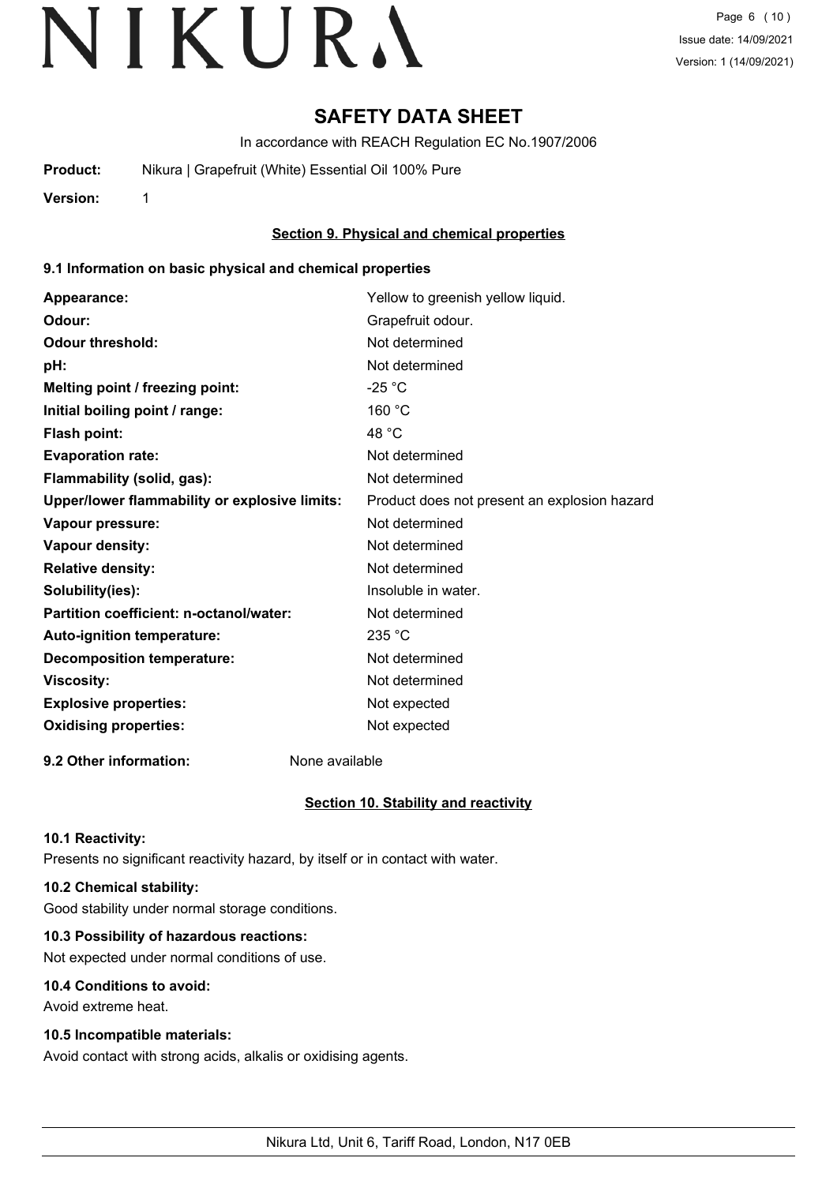# SAFETY DATA SHEET

In accordance with REACH Regulation EC No.1907/2006

**Product:** Nikura | Grapefruit (White) Essential Oil 100% Pure

**Version:** 1

## Section 9. Physical and chemical properties

### 9.1 Information on basic physical and chemical properties

| | |
|---|---|
| **Appearance:** | Yellow to greenish yellow liquid. |
| **Odour:** | Grapefruit odour. |
| **Odour threshold:** | Not determined |
| **pH:** | Not determined |
| **Melting point / freezing point:** | -25 °C |
| **Initial boiling point / range:** | 160 °C |
| **Flash point:** | 48 °C |
| **Evaporation rate:** | Not determined |
| **Flammability (solid, gas):** | Not determined |
| **Upper/lower flammability or explosive limits:** | Product does not present an explosion hazard |
| **Vapour pressure:** | Not determined |
| **Vapour density:** | Not determined |
| **Relative density:** | Not determined |
| **Solubility(ies):** | Insoluble in water. |
| **Partition coefficient: n-octanol/water:** | Not determined |
| **Auto-ignition temperature:** | 235 °C |
| **Decomposition temperature:** | Not determined |
| **Viscosity:** | Not determined |
| **Explosive properties:** | Not expected |
| **Oxidising properties:** | Not expected |

**9.2 Other information:** None available

## Section 10. Stability and reactivity

### 10.1 Reactivity:

Presents no significant reactivity hazard, by itself or in contact with water.

### 10.2 Chemical stability:

Good stability under normal storage conditions.

### 10.3 Possibility of hazardous reactions:

Not expected under normal conditions of use.

### 10.4 Conditions to avoid:

Avoid extreme heat.

### 10.5 Incompatible materials:

Avoid contact with strong acids, alkalis or oxidising agents.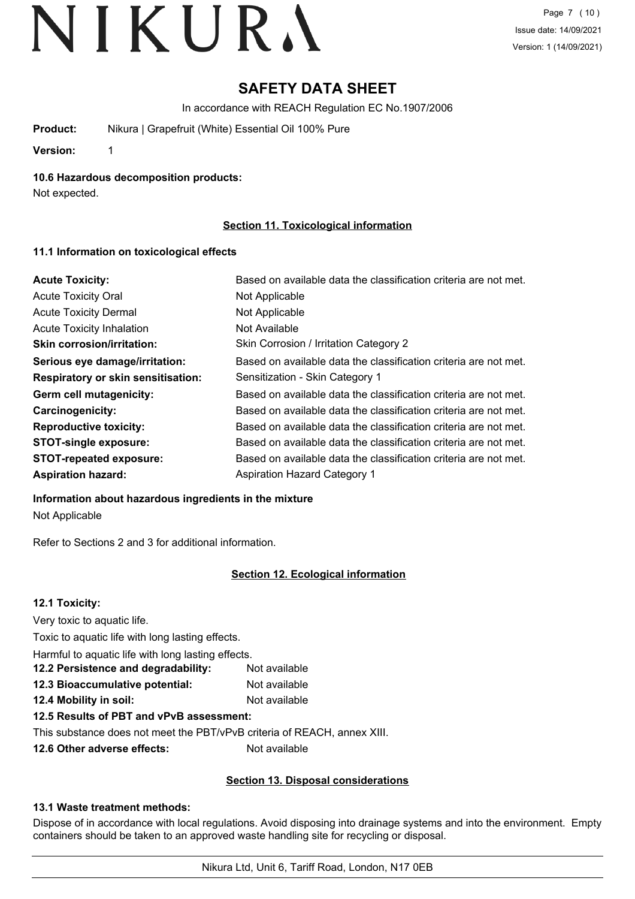# SAFETY DATA SHEET

In accordance with REACH Regulation EC No.1907/2006

**Product:** Nikura | Grapefruit (White) Essential Oil 100% Pure

**Version:** 1

### 10.6 Hazardous decomposition products:

Not expected.

## Section 11. Toxicological information

### 11.1 Information on toxicological effects

| | |
|---|---|
| **Acute Toxicity:** | Based on available data the classification criteria are not met. |
| Acute Toxicity Oral | Not Applicable |
| Acute Toxicity Dermal | Not Applicable |
| Acute Toxicity Inhalation | Not Available |
| **Skin corrosion/irritation:** | Skin Corrosion / Irritation Category 2 |
| **Serious eye damage/irritation:** | Based on available data the classification criteria are not met. |
| **Respiratory or skin sensitisation:** | Sensitization - Skin Category 1 |
| **Germ cell mutagenicity:** | Based on available data the classification criteria are not met. |
| **Carcinogenicity:** | Based on available data the classification criteria are not met. |
| **Reproductive toxicity:** | Based on available data the classification criteria are not met. |
| **STOT-single exposure:** | Based on available data the classification criteria are not met. |
| **STOT-repeated exposure:** | Based on available data the classification criteria are not met. |
| **Aspiration hazard:** | Aspiration Hazard Category 1 |

**Information about hazardous ingredients in the mixture**

Not Applicable

Refer to Sections 2 and 3 for additional information.

## Section 12. Ecological information

### 12.1 Toxicity:

Very toxic to aquatic life.

Toxic to aquatic life with long lasting effects.

Harmful to aquatic life with long lasting effects.

**12.2 Persistence and degradability:** Not available

**12.3 Bioaccumulative potential:** Not available

**12.4 Mobility in soil:** Not available

**12.5 Results of PBT and vPvB assessment:**

This substance does not meet the PBT/vPvB criteria of REACH, annex XIII.

**12.6 Other adverse effects:** Not available

## Section 13. Disposal considerations

### 13.1 Waste treatment methods:

Dispose of in accordance with local regulations. Avoid disposing into drainage systems and into the environment. Empty containers should be taken to an approved waste handling site for recycling or disposal.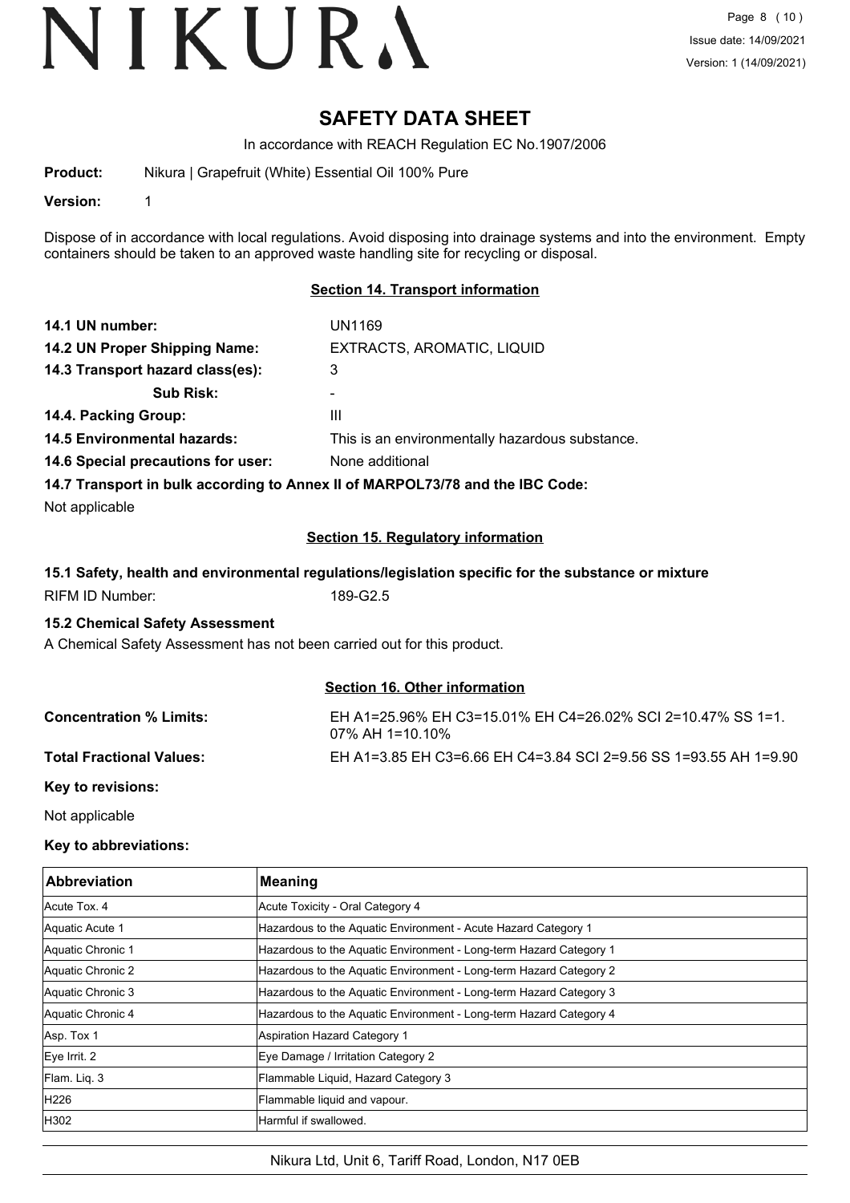# SAFETY DATA SHEET

In accordance with REACH Regulation EC No.1907/2006

**Product:** Nikura | Grapefruit (White) Essential Oil 100% Pure

**Version:** 1

Dispose of in accordance with local regulations. Avoid disposing into drainage systems and into the environment. Empty containers should be taken to an approved waste handling site for recycling or disposal.

## Section 14. Transport information

**14.1 UN number:** UN1169

**14.2 UN Proper Shipping Name:** EXTRACTS, AROMATIC, LIQUID

**14.3 Transport hazard class(es):** 3

**Sub Risk:** -

**14.4. Packing Group:** III

**14.5 Environmental hazards:** This is an environmentally hazardous substance.

**14.6 Special precautions for user:** None additional

**14.7 Transport in bulk according to Annex II of MARPOL73/78 and the IBC Code:**

Not applicable

## Section 15. Regulatory information

**15.1 Safety, health and environmental regulations/legislation specific for the substance or mixture**

RIFM ID Number: 189-G2.5

**15.2 Chemical Safety Assessment**

A Chemical Safety Assessment has not been carried out for this product.

## Section 16. Other information

**Concentration % Limits:** EH A1=25.96% EH C3=15.01% EH C4=26.02% SCI 2=10.47% SS 1=1.07% AH 1=10.10%

**Total Fractional Values:** EH A1=3.85 EH C3=6.66 EH C4=3.84 SCI 2=9.56 SS 1=93.55 AH 1=9.90

**Key to revisions:**

Not applicable

**Key to abbreviations:**

| Abbreviation | Meaning |
|---|---|
| Acute Tox. 4 | Acute Toxicity - Oral Category 4 |
| Aquatic Acute 1 | Hazardous to the Aquatic Environment - Acute Hazard Category 1 |
| Aquatic Chronic 1 | Hazardous to the Aquatic Environment - Long-term Hazard Category 1 |
| Aquatic Chronic 2 | Hazardous to the Aquatic Environment - Long-term Hazard Category 2 |
| Aquatic Chronic 3 | Hazardous to the Aquatic Environment - Long-term Hazard Category 3 |
| Aquatic Chronic 4 | Hazardous to the Aquatic Environment - Long-term Hazard Category 4 |
| Asp. Tox 1 | Aspiration Hazard Category 1 |
| Eye Irrit. 2 | Eye Damage / Irritation Category 2 |
| Flam. Liq. 3 | Flammable Liquid, Hazard Category 3 |
| H226 | Flammable liquid and vapour. |
| H302 | Harmful if swallowed. |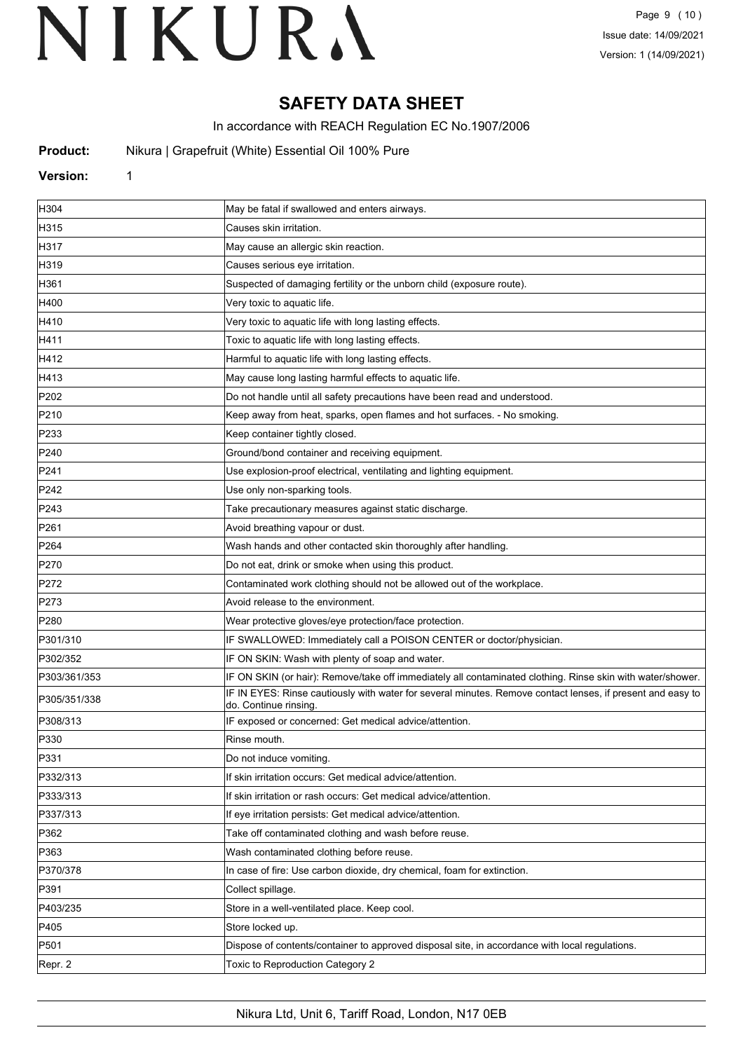# SAFETY DATA SHEET

In accordance with REACH Regulation EC No.1907/2006

**Product:** Nikura | Grapefruit (White) Essential Oil 100% Pure

**Version:** 1

| | |
|---|---|
| H304 | May be fatal if swallowed and enters airways. |
| H315 | Causes skin irritation. |
| H317 | May cause an allergic skin reaction. |
| H319 | Causes serious eye irritation. |
| H361 | Suspected of damaging fertility or the unborn child (exposure route). |
| H400 | Very toxic to aquatic life. |
| H410 | Very toxic to aquatic life with long lasting effects. |
| H411 | Toxic to aquatic life with long lasting effects. |
| H412 | Harmful to aquatic life with long lasting effects. |
| H413 | May cause long lasting harmful effects to aquatic life. |
| P202 | Do not handle until all safety precautions have been read and understood. |
| P210 | Keep away from heat, sparks, open flames and hot surfaces. - No smoking. |
| P233 | Keep container tightly closed. |
| P240 | Ground/bond container and receiving equipment. |
| P241 | Use explosion-proof electrical, ventilating and lighting equipment. |
| P242 | Use only non-sparking tools. |
| P243 | Take precautionary measures against static discharge. |
| P261 | Avoid breathing vapour or dust. |
| P264 | Wash hands and other contacted skin thoroughly after handling. |
| P270 | Do not eat, drink or smoke when using this product. |
| P272 | Contaminated work clothing should not be allowed out of the workplace. |
| P273 | Avoid release to the environment. |
| P280 | Wear protective gloves/eye protection/face protection. |
| P301/310 | IF SWALLOWED: Immediately call a POISON CENTER or doctor/physician. |
| P302/352 | IF ON SKIN: Wash with plenty of soap and water. |
| P303/361/353 | IF ON SKIN (or hair): Remove/take off immediately all contaminated clothing. Rinse skin with water/shower. |
| P305/351/338 | IF IN EYES: Rinse cautiously with water for several minutes. Remove contact lenses, if present and easy to do. Continue rinsing. |
| P308/313 | IF exposed or concerned: Get medical advice/attention. |
| P330 | Rinse mouth. |
| P331 | Do not induce vomiting. |
| P332/313 | If skin irritation occurs: Get medical advice/attention. |
| P333/313 | If skin irritation or rash occurs: Get medical advice/attention. |
| P337/313 | If eye irritation persists: Get medical advice/attention. |
| P362 | Take off contaminated clothing and wash before reuse. |
| P363 | Wash contaminated clothing before reuse. |
| P370/378 | In case of fire: Use carbon dioxide, dry chemical, foam for extinction. |
| P391 | Collect spillage. |
| P403/235 | Store in a well-ventilated place. Keep cool. |
| P405 | Store locked up. |
| P501 | Dispose of contents/container to approved disposal site, in accordance with local regulations. |
| Repr. 2 | Toxic to Reproduction Category 2 |

Nikura Ltd, Unit 6, Tariff Road, London, N17 0EB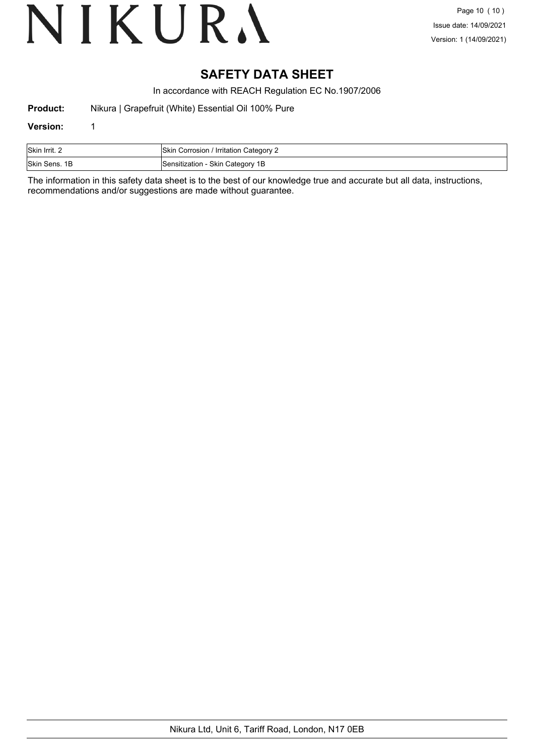# SAFETY DATA SHEET

In accordance with REACH Regulation EC No.1907/2006

**Product:** Nikura | Grapefruit (White) Essential Oil 100% Pure

**Version:** 1

| | |
|---|---|
| Skin Irrit. 2 | Skin Corrosion / Irritation Category 2 |
| Skin Sens. 1B | Sensitization - Skin Category 1B |

The information in this safety data sheet is to the best of our knowledge true and accurate but all data, instructions, recommendations and/or suggestions are made without guarantee.